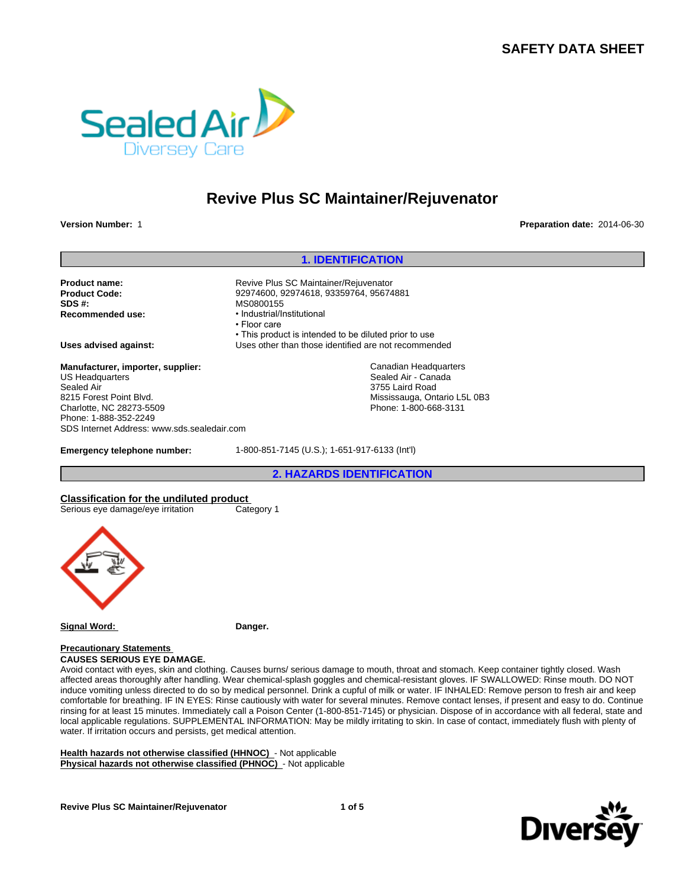SAFETY DATA SHEET

# Revive Plus SC Maintainer/Rejuvenator

**Version Number:** 1

**Preparation date:** 2014-06-30

## 1. IDENTIFICATION

**Product name:** Revive Plus SC Maintainer/Rejuvenator
**Product Code:** 92974600, 92974618, 93359764, 95674881
**SDS #:** MS0800155
**Recommended use:**
- Industrial/Institutional
- Floor care
- This product is intended to be diluted prior to use

**Uses advised against:** Uses other than those identified are not recommended

**Manufacturer, importer, supplier:**
US Headquarters
Sealed Air
8215 Forest Point Blvd.
Charlotte, NC 28273-5509
Phone: 1-888-352-2249
SDS Internet Address: www.sds.sealedair.com

Canadian Headquarters
Sealed Air - Canada
3755 Laird Road
Mississauga, Ontario L5L 0B3
Phone: 1-800-668-3131

**Emergency telephone number:** 1-800-851-7145 (U.S.); 1-651-917-6133 (Int'l)

## 2. HAZARDS IDENTIFICATION

**Classification for the undiluted product**

Serious eye damage/eye irritation Category 1

**Signal Word:** **Danger.**

**Precautionary Statements**

**CAUSES SERIOUS EYE DAMAGE.**
Avoid contact with eyes, skin and clothing. Causes burns/ serious damage to mouth, throat and stomach. Keep container tightly closed. Wash affected areas thoroughly after handling. Wear chemical-splash goggles and chemical-resistant gloves. IF SWALLOWED: Rinse mouth. DO NOT induce vomiting unless directed to do so by medical personnel. Drink a cupful of milk or water. IF INHALED: Remove person to fresh air and keep comfortable for breathing. IF IN EYES: Rinse cautiously with water for several minutes. Remove contact lenses, if present and easy to do. Continue rinsing for at least 15 minutes. Immediately call a Poison Center (1-800-851-7145) or physician. Dispose of in accordance with all federal, state and local applicable regulations. SUPPLEMENTAL INFORMATION: May be mildly irritating to skin. In case of contact, immediately flush with plenty of water. If irritation occurs and persists, get medical attention.

**Health hazards not otherwise classified (HHNOC)** - Not applicable
**Physical hazards not otherwise classified (PHNOC)** - Not applicable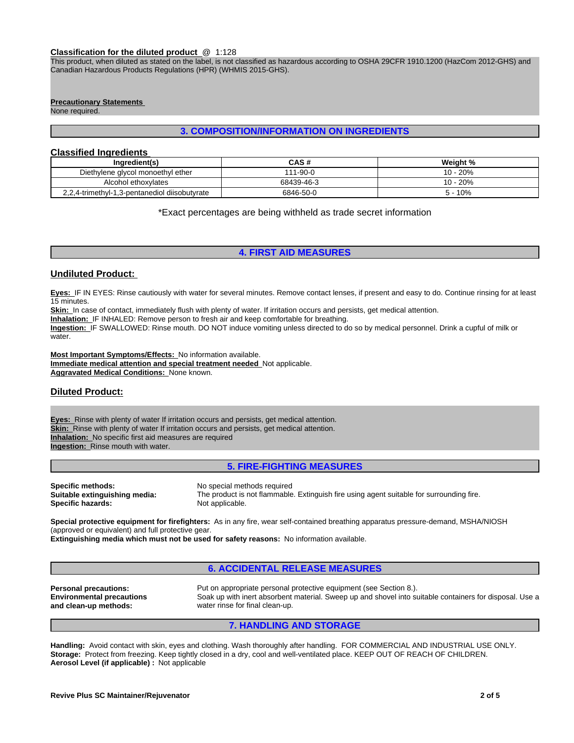**Classification for the diluted product** @ 1:128

This product, when diluted as stated on the label, is not classified as hazardous according to OSHA 29CFR 1910.1200 (HazCom 2012-GHS) and Canadian Hazardous Products Regulations (HPR) (WHMIS 2015-GHS).

**Precautionary Statements**

None required.

## 3. COMPOSITION/INFORMATION ON INGREDIENTS

### Classified Ingredients

| Ingredient(s) | CAS # | Weight % |
|---|---|---|
| Diethylene glycol monoethyl ether | 111-90-0 | 10 - 20% |
| Alcohol ethoxylates | 68439-46-3 | 10 - 20% |
| 2,2,4-trimethyl-1,3-pentanediol diisobutyrate | 6846-50-0 | 5 - 10% |

*Exact percentages are being withheld as trade secret information

## 4. FIRST AID MEASURES

### Undiluted Product:

**Eyes:** IF IN EYES: Rinse cautiously with water for several minutes. Remove contact lenses, if present and easy to do. Continue rinsing for at least 15 minutes.
**Skin:** In case of contact, immediately flush with plenty of water. If irritation occurs and persists, get medical attention.
**Inhalation:** IF INHALED: Remove person to fresh air and keep comfortable for breathing.
**Ingestion:** IF SWALLOWED: Rinse mouth. DO NOT induce vomiting unless directed to do so by medical personnel. Drink a cupful of milk or water.

**Most Important Symptoms/Effects:** No information available.
**Immediate medical attention and special treatment needed** Not applicable.
**Aggravated Medical Conditions:** None known.

### Diluted Product:

**Eyes:** Rinse with plenty of water If irritation occurs and persists, get medical attention.
**Skin:** Rinse with plenty of water If irritation occurs and persists, get medical attention.
**Inhalation:** No specific first aid measures are required
**Ingestion:** Rinse mouth with water.

## 5. FIRE-FIGHTING MEASURES

**Specific methods:** No special methods required
**Suitable extinguishing media:** The product is not flammable. Extinguish fire using agent suitable for surrounding fire.
**Specific hazards:** Not applicable.

**Special protective equipment for firefighters:** As in any fire, wear self-contained breathing apparatus pressure-demand, MSHA/NIOSH (approved or equivalent) and full protective gear.
**Extinguishing media which must not be used for safety reasons:** No information available.

## 6. ACCIDENTAL RELEASE MEASURES

**Personal precautions:** Put on appropriate personal protective equipment (see Section 8.).
**Environmental precautions and clean-up methods:** Soak up with inert absorbent material. Sweep up and shovel into suitable containers for disposal. Use a water rinse for final clean-up.

## 7. HANDLING AND STORAGE

**Handling:** Avoid contact with skin, eyes and clothing. Wash thoroughly after handling. FOR COMMERCIAL AND INDUSTRIAL USE ONLY.
**Storage:** Protect from freezing. Keep tightly closed in a dry, cool and well-ventilated place. KEEP OUT OF REACH OF CHILDREN.
**Aerosol Level (if applicable) :** Not applicable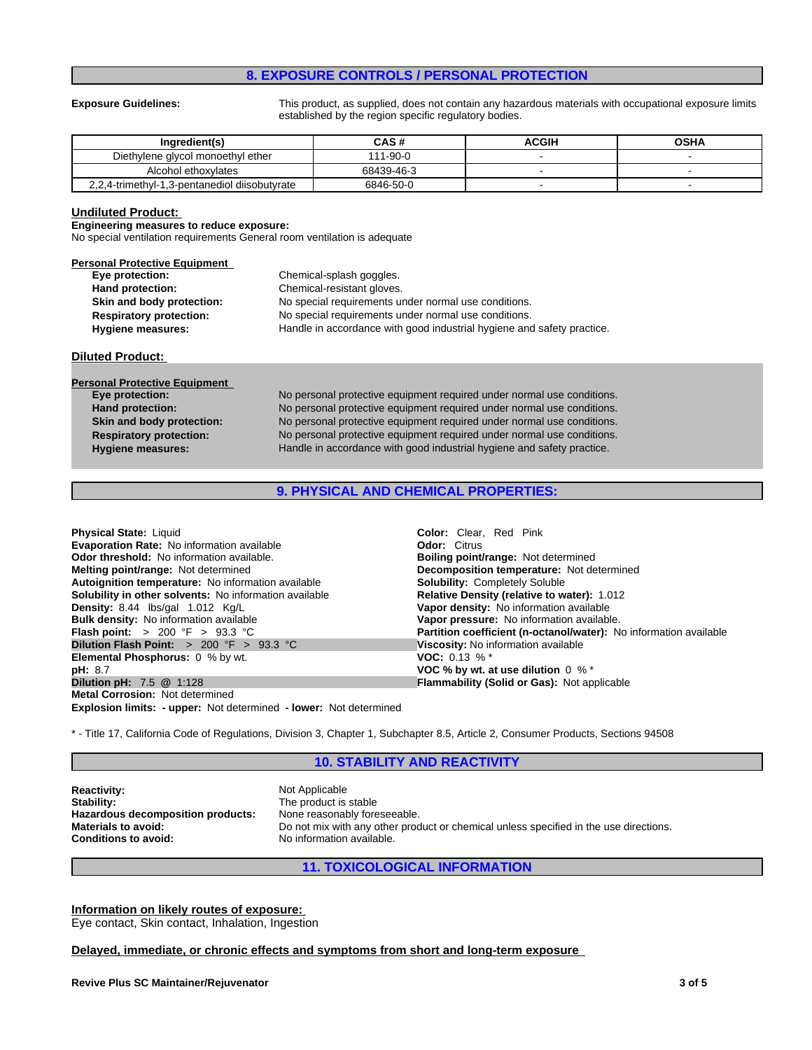## 8. EXPOSURE CONTROLS / PERSONAL PROTECTION

**Exposure Guidelines:** This product, as supplied, does not contain any hazardous materials with occupational exposure limits established by the region specific regulatory bodies.

| Ingredient(s) | CAS # | ACGIH | OSHA |
|---|---|---|---|
| Diethylene glycol monoethyl ether | 111-90-0 | - | - |
| Alcohol ethoxylates | 68439-46-3 | - | - |
| 2,2,4-trimethyl-1,3-pentanediol diisobutyrate | 6846-50-0 | - | - |

### Undiluted Product:

**Engineering measures to reduce exposure:**
No special ventilation requirements General room ventilation is adequate

**Personal Protective Equipment**

- **Eye protection:** Chemical-splash goggles.
- **Hand protection:** Chemical-resistant gloves.
- **Skin and body protection:** No special requirements under normal use conditions.
- **Respiratory protection:** No special requirements under normal use conditions.
- **Hygiene measures:** Handle in accordance with good industrial hygiene and safety practice.

### Diluted Product:

**Personal Protective Equipment**

- **Eye protection:** No personal protective equipment required under normal use conditions.
- **Hand protection:** No personal protective equipment required under normal use conditions.
- **Skin and body protection:** No personal protective equipment required under normal use conditions.
- **Respiratory protection:** No personal protective equipment required under normal use conditions.
- **Hygiene measures:** Handle in accordance with good industrial hygiene and safety practice.

## 9. PHYSICAL AND CHEMICAL PROPERTIES:

**Physical State:** Liquid
**Evaporation Rate:** No information available
**Odor threshold:** No information available.
**Melting point/range:** Not determined
**Autoignition temperature:** No information available
**Solubility in other solvents:** No information available
**Density:** 8.44 lbs/gal 1.012 Kg/L
**Bulk density:** No information available
**Flash point:** > 200 °F > 93.3 °C
**Dilution Flash Point:** > 200 °F > 93.3 °C
**Elemental Phosphorus:** 0 % by wt.
**pH:** 8.7
**Dilution pH:** 7.5 @ 1:128
**Metal Corrosion:** Not determined
**Explosion limits: - upper:** Not determined **- lower:** Not determined

**Color:** Clear, Red Pink
**Odor:** Citrus
**Boiling point/range:** Not determined
**Decomposition temperature:** Not determined
**Solubility:** Completely Soluble
**Relative Density (relative to water):** 1.012
**Vapor density:** No information available
**Vapor pressure:** No information available.
**Partition coefficient (n-octanol/water):** No information available
**Viscosity:** No information available
**VOC:** 0.13 % *
**VOC % by wt. at use dilution** 0 % *
**Flammability (Solid or Gas):** Not applicable

* - Title 17, California Code of Regulations, Division 3, Chapter 1, Subchapter 8.5, Article 2, Consumer Products, Sections 94508

## 10. STABILITY AND REACTIVITY

- **Reactivity:** Not Applicable
- **Stability:** The product is stable
- **Hazardous decomposition products:** None reasonably foreseeable.
- **Materials to avoid:** Do not mix with any other product or chemical unless specified in the use directions.
- **Conditions to avoid:** No information available.

## 11. TOXICOLOGICAL INFORMATION

**Information on likely routes of exposure:**
Eye contact, Skin contact, Inhalation, Ingestion

**Delayed, immediate, or chronic effects and symptoms from short and long-term exposure**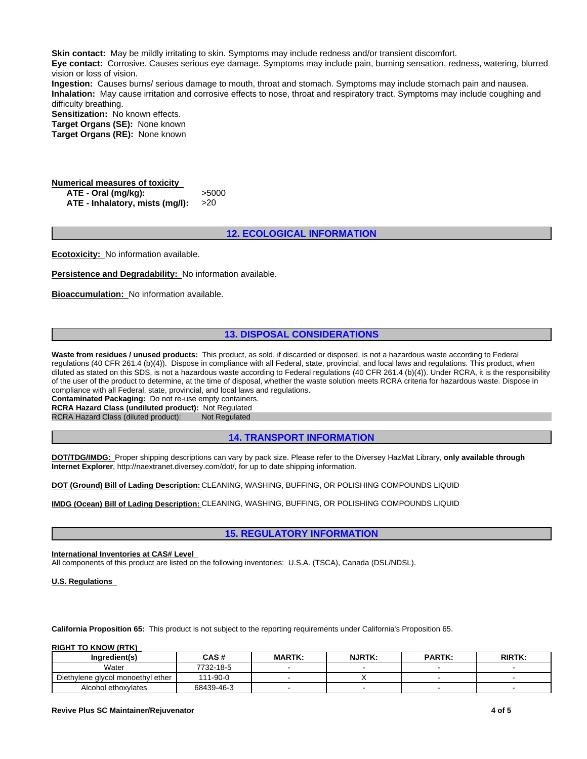**Skin contact:** May be mildly irritating to skin. Symptoms may include redness and/or transient discomfort.
**Eye contact:** Corrosive. Causes serious eye damage. Symptoms may include pain, burning sensation, redness, watering, blurred vision or loss of vision.
**Ingestion:** Causes burns/ serious damage to mouth, throat and stomach. Symptoms may include stomach pain and nausea.
**Inhalation:** May cause irritation and corrosive effects to nose, throat and respiratory tract. Symptoms may include coughing and difficulty breathing.
**Sensitization:** No known effects.
**Target Organs (SE):** None known
**Target Organs (RE):** None known

**Numerical measures of toxicity**

| | |
|---|---|
| **ATE - Oral (mg/kg):** | >5000 |
| **ATE - Inhalatory, mists (mg/l):** | >20 |

## 12. ECOLOGICAL INFORMATION

**Ecotoxicity:** No information available.

**Persistence and Degradability:** No information available.

**Bioaccumulation:** No information available.

## 13. DISPOSAL CONSIDERATIONS

**Waste from residues / unused products:** This product, as sold, if discarded or disposed, is not a hazardous waste according to Federal regulations (40 CFR 261.4 (b)(4)). Dispose in compliance with all Federal, state, provincial, and local laws and regulations. This product, when diluted as stated on this SDS, is not a hazardous waste according to Federal regulations (40 CFR 261.4 (b)(4)). Under RCRA, it is the responsibility of the user of the product to determine, at the time of disposal, whether the waste solution meets RCRA criteria for hazardous waste. Dispose in compliance with all Federal, state, provincial, and local laws and regulations.
**Contaminated Packaging:** Do not re-use empty containers.
**RCRA Hazard Class (undiluted product):** Not Regulated
RCRA Hazard Class (diluted product): Not Regulated

## 14. TRANSPORT INFORMATION

**DOT/TDG/IMDG:** Proper shipping descriptions can vary by pack size. Please refer to the Diversey HazMat Library, **only available through Internet Explorer**, http://naextranet.diversey.com/dot/, for up to date shipping information.

**DOT (Ground) Bill of Lading Description:** CLEANING, WASHING, BUFFING, OR POLISHING COMPOUNDS LIQUID

**IMDG (Ocean) Bill of Lading Description:** CLEANING, WASHING, BUFFING, OR POLISHING COMPOUNDS LIQUID

## 15. REGULATORY INFORMATION

**International Inventories at CAS# Level**
All components of this product are listed on the following inventories: U.S.A. (TSCA), Canada (DSL/NDSL).

**U.S. Regulations**

**California Proposition 65:** This product is not subject to the reporting requirements under California's Proposition 65.

**RIGHT TO KNOW (RTK)**

| Ingredient(s) | CAS # | MARTK: | NJRTK: | PARTK: | RIRTK: |
|---|---|---|---|---|---|
| Water | 7732-18-5 | - | - | - | - |
| Diethylene glycol monoethyl ether | 111-90-0 | - | X | - | - |
| Alcohol ethoxylates | 68439-46-3 | - | - | - | - |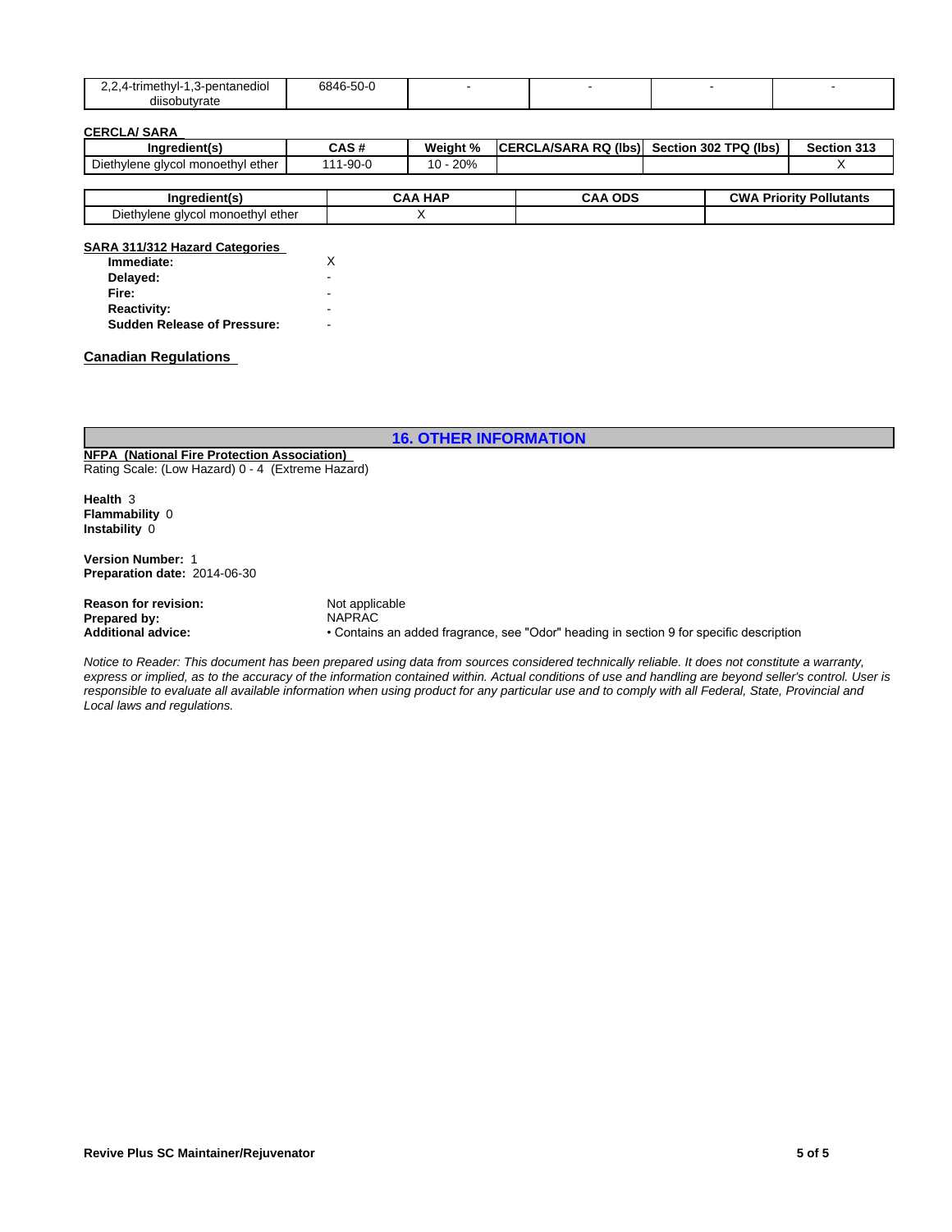| | | | | | |
|---|---|---|---|---|---|
| 2,2,4-trimethyl-1,3-pentanediol diisobutyrate | 6846-50-0 | - | - | - | - |

**CERCLA/ SARA**

| Ingredient(s) | CAS # | Weight % | CERCLA/SARA RQ (lbs) | Section 302 TPQ (lbs) | Section 313 |
|---|---|---|---|---|---|
| Diethylene glycol monoethyl ether | 111-90-0 | 10 - 20% | | | X |

| Ingredient(s) | CAA HAP | CAA ODS | CWA Priority Pollutants |
|---|---|---|---|
| Diethylene glycol monoethyl ether | X | | |

**SARA 311/312 Hazard Categories**

| | |
|---|---|
| **Immediate:** | X |
| **Delayed:** | - |
| **Fire:** | - |
| **Reactivity:** | - |
| **Sudden Release of Pressure:** | - |

**Canadian Regulations**

## 16. OTHER INFORMATION

**NFPA (National Fire Protection Association)**
Rating Scale: (Low Hazard) 0 - 4 (Extreme Hazard)

**Health** 3
**Flammability** 0
**Instability** 0

**Version Number:** 1
**Preparation date:** 2014-06-30

**Reason for revision:** Not applicable
**Prepared by:** NAPRAC
**Additional advice:** • Contains an added fragrance, see "Odor" heading in section 9 for specific description

*Notice to Reader: This document has been prepared using data from sources considered technically reliable. It does not constitute a warranty, express or implied, as to the accuracy of the information contained within. Actual conditions of use and handling are beyond seller's control. User is responsible to evaluate all available information when using product for any particular use and to comply with all Federal, State, Provincial and Local laws and regulations.*